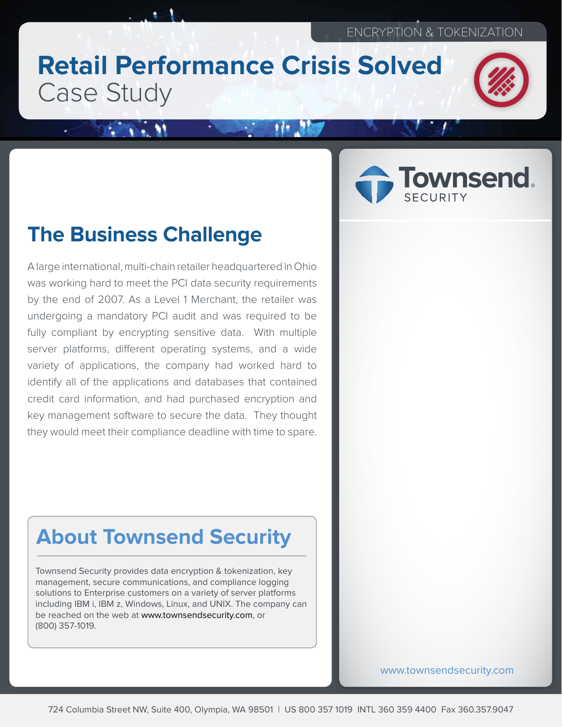ENCRYPTION & TOKENIZATION

# Retail Performance Crisis Solved
Case Study

## The Business Challenge

A large international, multi-chain retailer headquartered in Ohio was working hard to meet the PCI data security requirements by the end of 2007. As a Level 1 Merchant, the retailer was undergoing a mandatory PCI audit and was required to be fully compliant by encrypting sensitive data. With multiple server platforms, different operating systems, and a wide variety of applications, the company had worked hard to identify all of the applications and databases that contained credit card information, and had purchased encryption and key management software to secure the data. They thought they would meet their compliance deadline with time to spare.

## About Townsend Security

Townsend Security provides data encryption & tokenization, key management, secure communications, and compliance logging solutions to Enterprise customers on a variety of server platforms including IBM i, IBM z, Windows, Linux, and UNIX. The company can be reached on the web at www.townsendsecurity.com, or (800) 357-1019.

Townsend SECURITY

www.townsendsecurity.com

724 Columbia Street NW, Suite 400, Olympia, WA 98501 | US 800 357 1019 INTL 360 359 4400 Fax 360.357.9047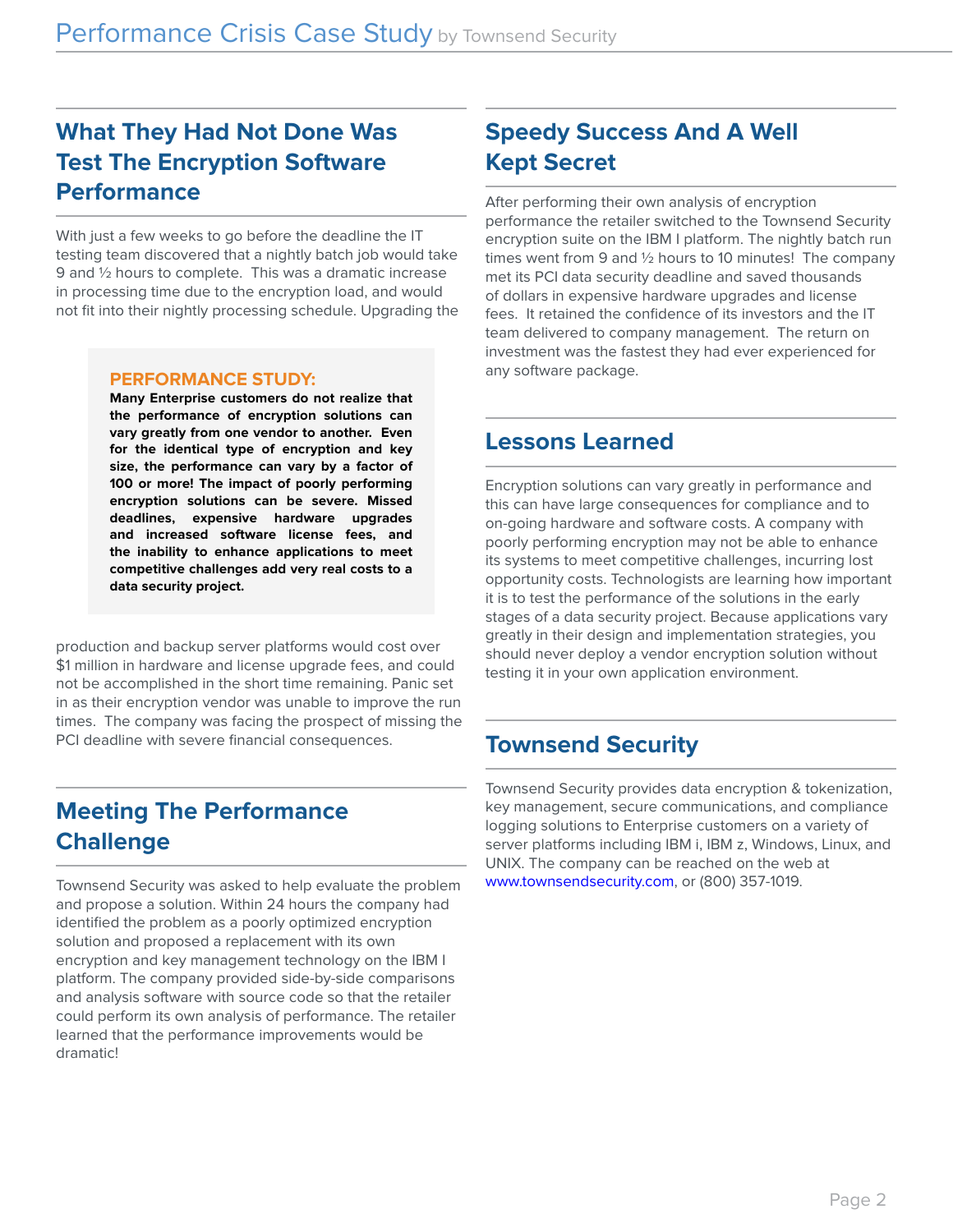## What They Had Not Done Was Test The Encryption Software Performance

With just a few weeks to go before the deadline the IT testing team discovered that a nightly batch job would take 9 and ½ hours to complete. This was a dramatic increase in processing time due to the encryption load, and would not fit into their nightly processing schedule. Upgrading the production and backup server platforms would cost over $1 million in hardware and license upgrade fees, and could not be accomplished in the short time remaining. Panic set in as their encryption vendor was unable to improve the run times. The company was facing the prospect of missing the PCI deadline with severe financial consequences.

> **PERFORMANCE STUDY:**
> **Many Enterprise customers do not realize that the performance of encryption solutions can vary greatly from one vendor to another. Even for the identical type of encryption and key size, the performance can vary by a factor of 100 or more! The impact of poorly performing encryption solutions can be severe. Missed deadlines, expensive hardware upgrades and increased software license fees, and the inability to enhance applications to meet competitive challenges add very real costs to a data security project.**

## Meeting The Performance Challenge

Townsend Security was asked to help evaluate the problem and propose a solution. Within 24 hours the company had identified the problem as a poorly optimized encryption solution and proposed a replacement with its own encryption and key management technology on the IBM I platform. The company provided side-by-side comparisons and analysis software with source code so that the retailer could perform its own analysis of performance. The retailer learned that the performance improvements would be dramatic!

## Speedy Success And A Well Kept Secret

After performing their own analysis of encryption performance the retailer switched to the Townsend Security encryption suite on the IBM I platform. The nightly batch run times went from 9 and ½ hours to 10 minutes! The company met its PCI data security deadline and saved thousands of dollars in expensive hardware upgrades and license fees. It retained the confidence of its investors and the IT team delivered to company management. The return on investment was the fastest they had ever experienced for any software package.

## Lessons Learned

Encryption solutions can vary greatly in performance and this can have large consequences for compliance and to on-going hardware and software costs. A company with poorly performing encryption may not be able to enhance its systems to meet competitive challenges, incurring lost opportunity costs. Technologists are learning how important it is to test the performance of the solutions in the early stages of a data security project. Because applications vary greatly in their design and implementation strategies, you should never deploy a vendor encryption solution without testing it in your own application environment.

## Townsend Security

Townsend Security provides data encryption & tokenization, key management, secure communications, and compliance logging solutions to Enterprise customers on a variety of server platforms including IBM i, IBM z, Windows, Linux, and UNIX. The company can be reached on the web at www.townsendsecurity.com, or (800) 357-1019.